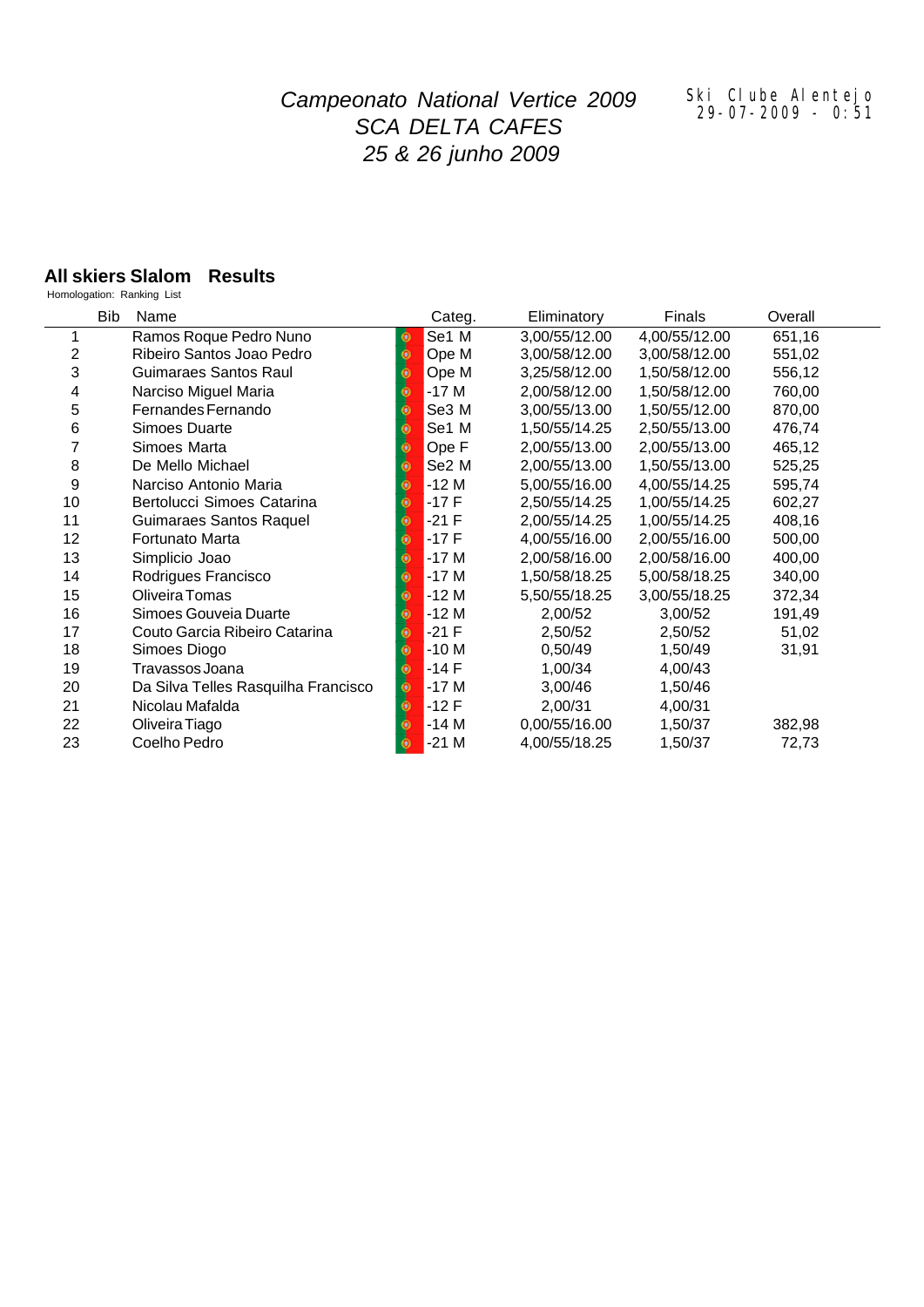*Campeonato National Vertice 2009*
*SCA DELTA CAFES*
*25 & 26 junho 2009*

Ski Clube Alentejo
29-07-2009 - 0:51

## All skiers Slalom Results

Homologation: Ranking List

| Bib | Name | Categ. | Eliminatory | Finals | Overall |
|---|---|---|---|---|---|
| 1 | Ramos Roque Pedro Nuno | Se1 M | 3,00/55/12.00 | 4,00/55/12.00 | 651,16 |
| 2 | Ribeiro Santos Joao Pedro | Ope M | 3,00/58/12.00 | 3,00/58/12.00 | 551,02 |
| 3 | Guimaraes Santos Raul | Ope M | 3,25/58/12.00 | 1,50/58/12.00 | 556,12 |
| 4 | Narciso Miguel Maria | -17 M | 2,00/58/12.00 | 1,50/58/12.00 | 760,00 |
| 5 | Fernandes Fernando | Se3 M | 3,00/55/13.00 | 1,50/55/12.00 | 870,00 |
| 6 | Simoes Duarte | Se1 M | 1,50/55/14.25 | 2,50/55/13.00 | 476,74 |
| 7 | Simoes Marta | Ope F | 2,00/55/13.00 | 2,00/55/13.00 | 465,12 |
| 8 | De Mello Michael | Se2 M | 2,00/55/13.00 | 1,50/55/13.00 | 525,25 |
| 9 | Narciso Antonio Maria | -12 M | 5,00/55/16.00 | 4,00/55/14.25 | 595,74 |
| 10 | Bertolucci Simoes Catarina | -17 F | 2,50/55/14.25 | 1,00/55/14.25 | 602,27 |
| 11 | Guimaraes Santos Raquel | -21 F | 2,00/55/14.25 | 1,00/55/14.25 | 408,16 |
| 12 | Fortunato Marta | -17 F | 4,00/55/16.00 | 2,00/55/16.00 | 500,00 |
| 13 | Simplicio Joao | -17 M | 2,00/58/16.00 | 2,00/58/16.00 | 400,00 |
| 14 | Rodrigues Francisco | -17 M | 1,50/58/18.25 | 5,00/58/18.25 | 340,00 |
| 15 | Oliveira Tomas | -12 M | 5,50/55/18.25 | 3,00/55/18.25 | 372,34 |
| 16 | Simoes Gouveia Duarte | -12 M | 2,00/52 | 3,00/52 | 191,49 |
| 17 | Couto Garcia Ribeiro Catarina | -21 F | 2,50/52 | 2,50/52 | 51,02 |
| 18 | Simoes Diogo | -10 M | 0,50/49 | 1,50/49 | 31,91 |
| 19 | Travassos Joana | -14 F | 1,00/34 | 4,00/43 | |
| 20 | Da Silva Telles Rasquilha Francisco | -17 M | 3,00/46 | 1,50/46 | |
| 21 | Nicolau Mafalda | -12 F | 2,00/31 | 4,00/31 | |
| 22 | Oliveira Tiago | -14 M | 0,00/55/16.00 | 1,50/37 | 382,98 |
| 23 | Coelho Pedro | -21 M | 4,00/55/18.25 | 1,50/37 | 72,73 |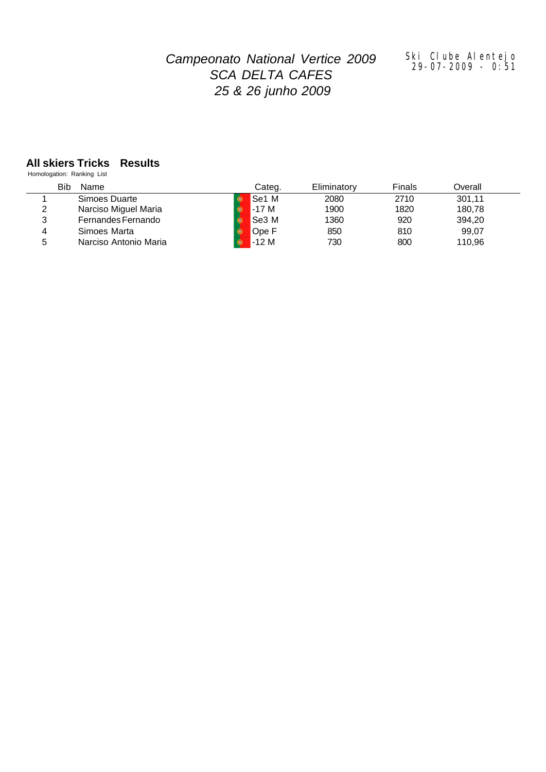*Campeonato National Vertice 2009*
*SCA DELTA CAFES*
*25 & 26 junho 2009*

Ski Clube Alentejo
29-07-2009 - 0:51

## All skiers Tricks Results

Homologation: Ranking List

| | Bib | Name | Categ. | Eliminatory | Finals | Overall |
|---|---|---|---|---|---|---|
| 1 | | Simoes Duarte | Se1 M | 2080 | 2710 | 301,11 |
| 2 | | Narciso Miguel Maria | -17 M | 1900 | 1820 | 180,78 |
| 3 | | Fernandes Fernando | Se3 M | 1360 | 920 | 394,20 |
| 4 | | Simoes Marta | Ope F | 850 | 810 | 99,07 |
| 5 | | Narciso Antonio Maria | -12 M | 730 | 800 | 110,96 |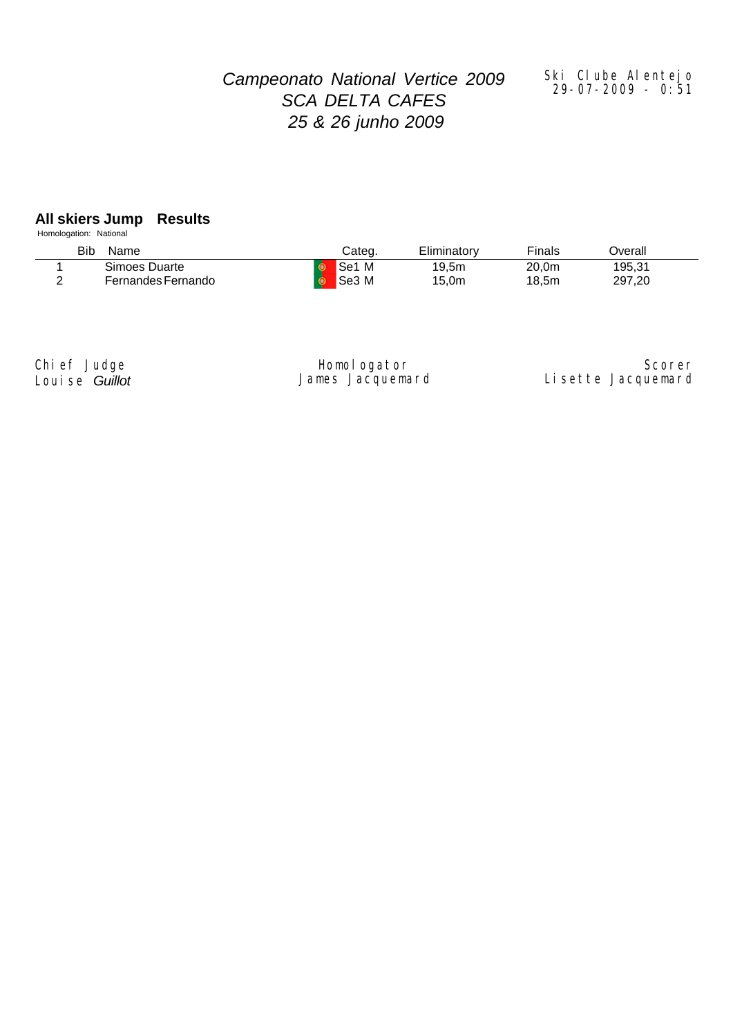*Campeonato National Vertice 2009*
*SCA DELTA CAFES*
*25 & 26 junho 2009*

Ski Clube Alentejo
29-07-2009 - 0:51

## All skiers Jump Results

Homologation: National

| Bib | Name | Categ. | Eliminatory | Finals | Overall |
|---|---|---|---|---|---|
| 1 | Simoes Duarte | Se1 M | 19,5m | 20,0m | 195,31 |
| 2 | Fernandes Fernando | Se3 M | 15,0m | 18,5m | 297,20 |

Chief Judge
Louise *Guillot*

Homologator
James Jacquemard

Scorer
Lisette Jacquemard